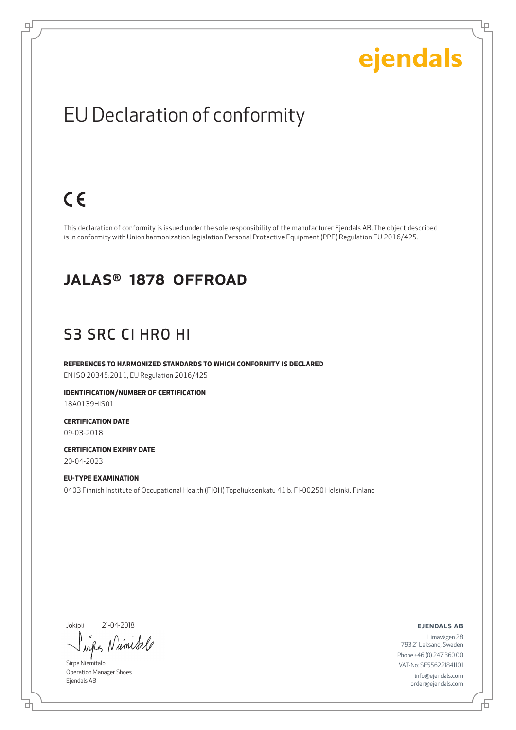ejendals

# EU Declaration of conformity

CE

This declaration of conformity is issued under the sole responsibility of the manufacturer Ejendals AB. The object described is in conformity with Union harmonization legislation Personal Protective Equipment (PPE) Regulation EU 2016/425.

## JALAS® 1878 OFFROAD

## S3 SRC CI HRO HI

**REFERENCES TO HARMONIZED STANDARDS TO WHICH CONFORMITY IS DECLARED**

EN ISO 20345:2011, EU Regulation 2016/425

**IDENTIFICATION/NUMBER OF CERTIFICATION**

18A0139HIS01

**CERTIFICATION DATE**

09-03-2018

**CERTIFICATION EXPIRY DATE**

20-04-2023

**EU-TYPE EXAMINATION**

0403 Finnish Institute of Occupational Health (FIOH) Topeliuksenkatu 41 b, FI-00250 Helsinki, Finland

Jokipii 21-04-2018

Sirpa Niemitalo
Operation Manager Shoes
Ejendals AB

**EJENDALS AB**

Limavägen 28
793 21 Leksand, Sweden
Phone +46 (0) 247 360 00
VAT-No: SE556221841101
info@ejendals.com
order@ejendals.com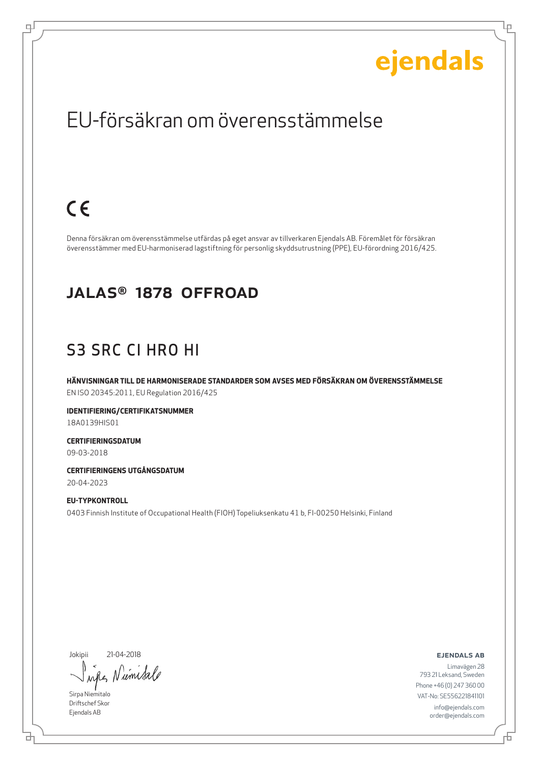ejendals

# EU-försäkran om överensstämmelse

CE

Denna försäkran om överensstämmelse utfärdas på eget ansvar av tillverkaren Ejendals AB. Föremålet för försäkran överensstämmer med EU-harmoniserad lagstiftning för personlig skyddsutrustning (PPE), EU-förordning 2016/425.

## JALAS® 1878 OFFROAD

## S3 SRC CI HRO HI

**HÄNVISNINGAR TILL DE HARMONISERADE STANDARDER SOM AVSES MED FÖRSÄKRAN OM ÖVERENSSTÄMMELSE**
EN ISO 20345:2011, EU Regulation 2016/425

**IDENTIFIERING/CERTIFIKATSNUMMER**
18A0139HIS01

**CERTIFIERINGSDATUM**
09-03-2018

**CERTIFIERINGENS UTGÅNGSDATUM**
20-04-2023

**EU-TYPKONTROLL**
0403 Finnish Institute of Occupational Health (FIOH) Topeliuksenkatu 41 b, FI-00250 Helsinki, Finland

Jokipii 21-04-2018

Sirpa Niemitalo
Driftschef Skor
Ejendals AB

**EJENDALS AB**
Limavägen 28
793 21 Leksand, Sweden
Phone +46 (0) 247 360 00
VAT-No: SE556221841101
info@ejendals.com
order@ejendals.com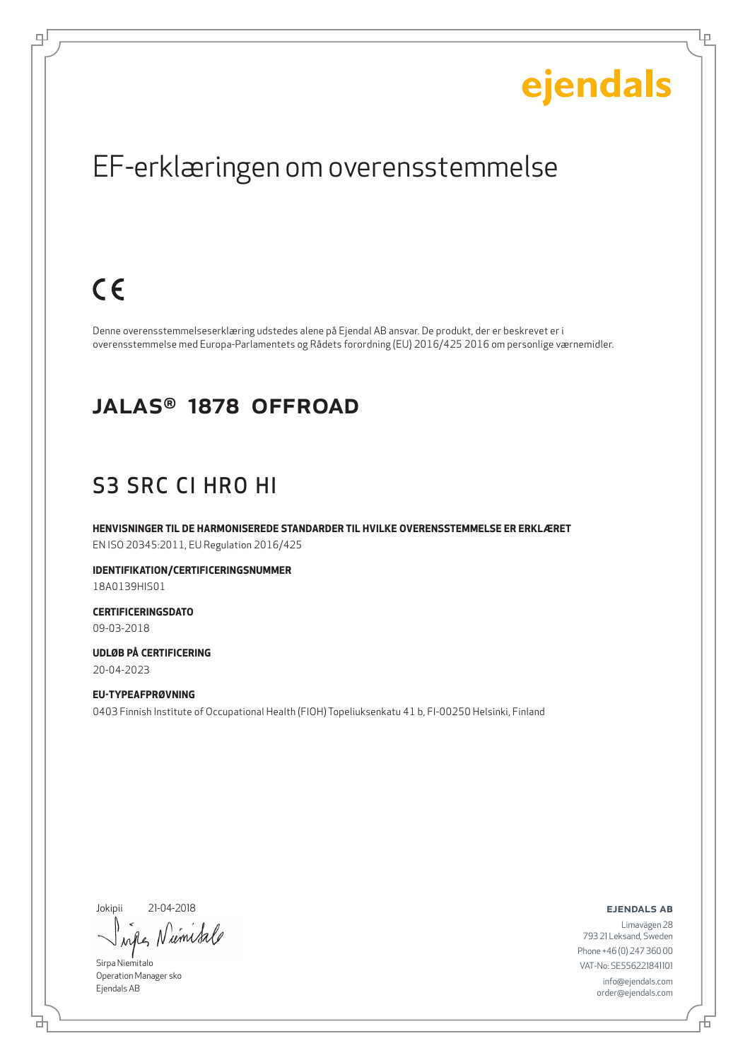ejendals

# EF-erklæringen om overensstemmelse

CE

Denne overensstemmelseserklæring udstedes alene på Ejendal AB ansvar. De produkt, der er beskrevet er i overensstemmelse med Europa-Parlamentets og Rådets forordning (EU) 2016/425 2016 om personlige værnemidler.

## JALAS® 1878 OFFROAD

## S3 SRC CI HRO HI

**HENVISNINGER TIL DE HARMONISEREDE STANDARDER TIL HVILKE OVERENSSTEMMELSE ER ERKLÆRET**

EN ISO 20345:2011, EU Regulation 2016/425

**IDENTIFIKATION/CERTIFICERINGSNUMMER**

18A0139HIS01

**CERTIFICERINGSDATO**

09-03-2018

**UDLØB PÅ CERTIFICERING**

20-04-2023

**EU-TYPEAFPRØVNING**

0403 Finnish Institute of Occupational Health (FIOH) Topeliuksenkatu 41 b, FI-00250 Helsinki, Finland

Jokipii 21-04-2018

Sirpa Niemitalo
Operation Manager sko
Ejendals AB

**EJENDALS AB**

Limavägen 28
793 21 Leksand, Sweden
Phone +46 (0) 247 360 00
VAT-No: SE556221841101
info@ejendals.com
order@ejendals.com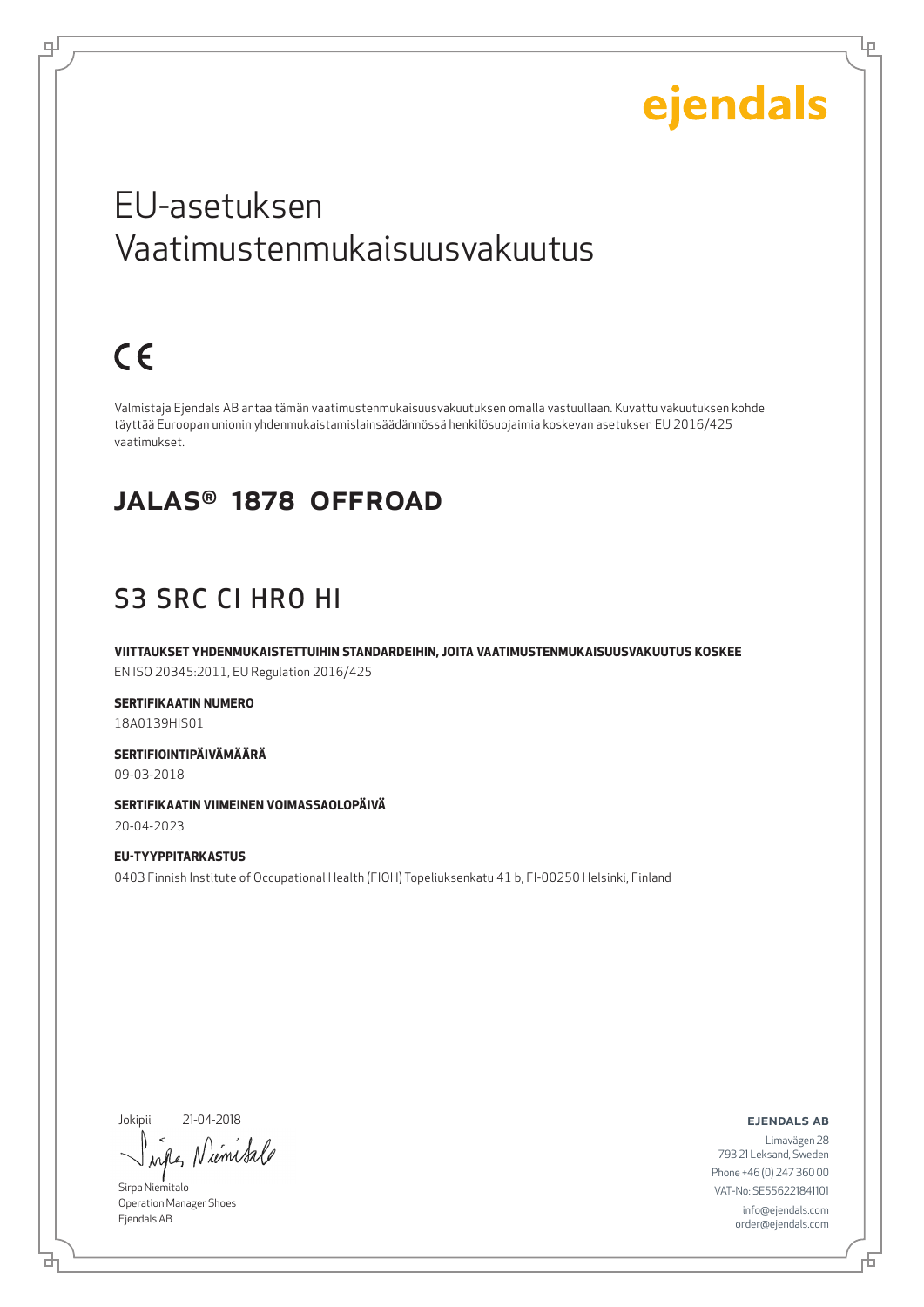ejendals

# EU-asetuksen Vaatimustenmukaisuusvakuutus

CE

Valmistaja Ejendals AB antaa tämän vaatimustenmukaisuusvakuutuksen omalla vastuullaan. Kuvattu vakuutuksen kohde täyttää Euroopan unionin yhdenmukaistamislainsäädännössä henkilösuojaimia koskevan asetuksen EU 2016/425 vaatimukset.

## JALAS® 1878 OFFROAD

## S3 SRC CI HRO HI

**VIITTAUKSET YHDENMUKAISTETTUIHIN STANDARDEIHIN, JOITA VAATIMUSTENMUKAISUUSVAKUUTUS KOSKEE**
EN ISO 20345:2011, EU Regulation 2016/425

**SERTIFIKAATIN NUMERO**
18A0139HIS01

**SERTIFIOINTIPÄIVÄMÄÄRÄ**
09-03-2018

**SERTIFIKAATIN VIIMEINEN VOIMASSAOLOPÄIVÄ**
20-04-2023

**EU-TYYPPITARKASTUS**
0403 Finnish Institute of Occupational Health (FIOH) Topeliuksenkatu 41 b, FI-00250 Helsinki, Finland

Jokipii 21-04-2018

Sirpa Niemitalo
Operation Manager Shoes
Ejendals AB

**EJENDALS AB**
Limavägen 28
793 21 Leksand, Sweden
Phone +46 (0) 247 360 00
VAT-No: SE556221841101
info@ejendals.com
order@ejendals.com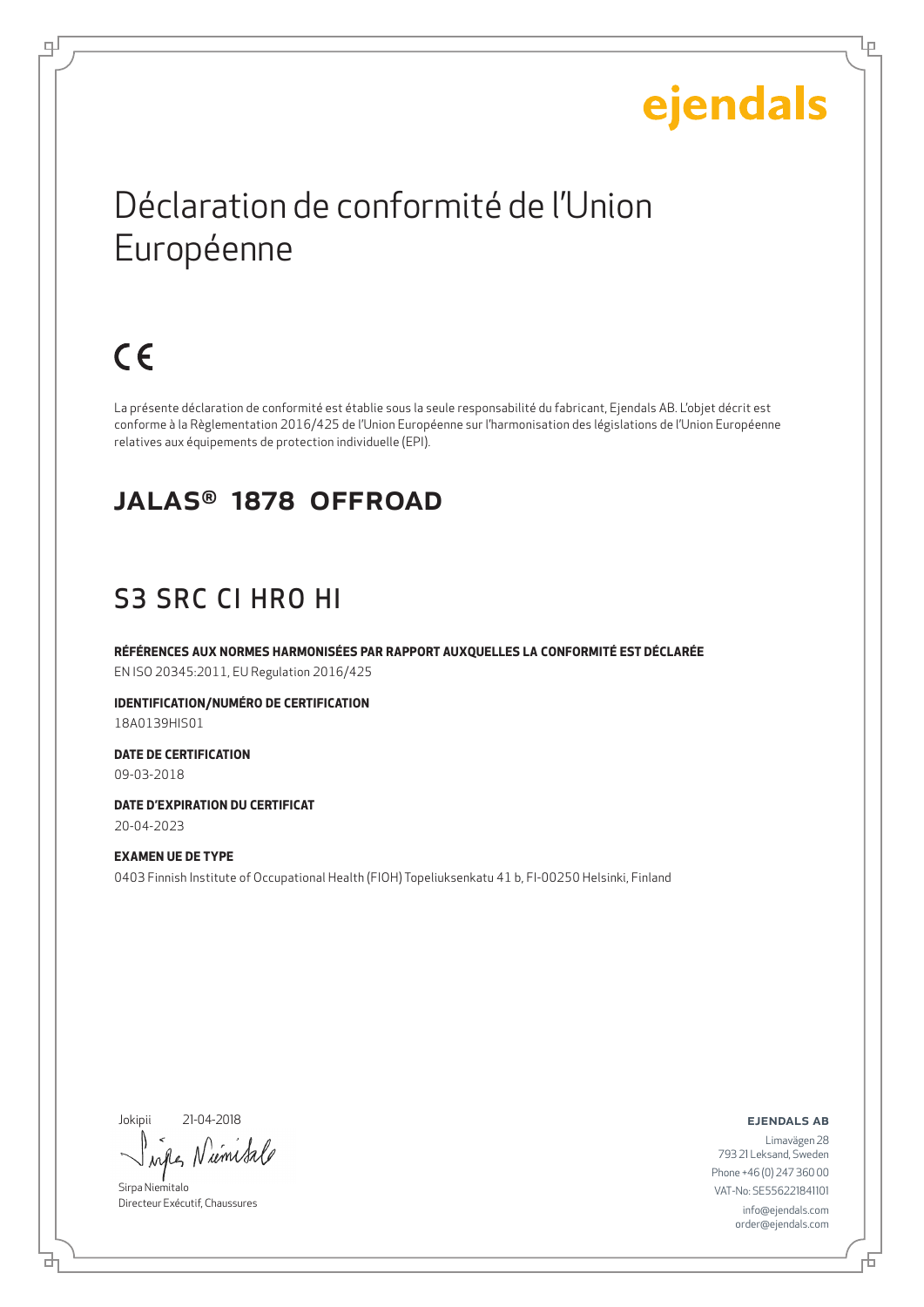ejendals

# Déclaration de conformité de l'Union Européenne

CE

La présente déclaration de conformité est établie sous la seule responsabilité du fabricant, Ejendals AB. L'objet décrit est conforme à la Règlementation 2016/425 de l'Union Européenne sur l'harmonisation des législations de l'Union Européenne relatives aux équipements de protection individuelle (EPI).

## JALAS® 1878 OFFROAD

## S3 SRC CI HRO HI

**RÉFÉRENCES AUX NORMES HARMONISÉES PAR RAPPORT AUXQUELLES LA CONFORMITÉ EST DÉCLARÉE**
EN ISO 20345:2011, EU Regulation 2016/425

**IDENTIFICATION/NUMÉRO DE CERTIFICATION**
18A0139HIS01

**DATE DE CERTIFICATION**
09-03-2018

**DATE D'EXPIRATION DU CERTIFICAT**
20-04-2023

**EXAMEN UE DE TYPE**
0403 Finnish Institute of Occupational Health (FIOH) Topeliuksenkatu 41 b, FI-00250 Helsinki, Finland

Jokipii 21-04-2018

Sirpa Niemitalo
Directeur Exécutif, Chaussures

**EJENDALS AB**
Limavägen 28
793 21 Leksand, Sweden
Phone +46 (0) 247 360 00
VAT-No: SE556221841101
info@ejendals.com
order@ejendals.com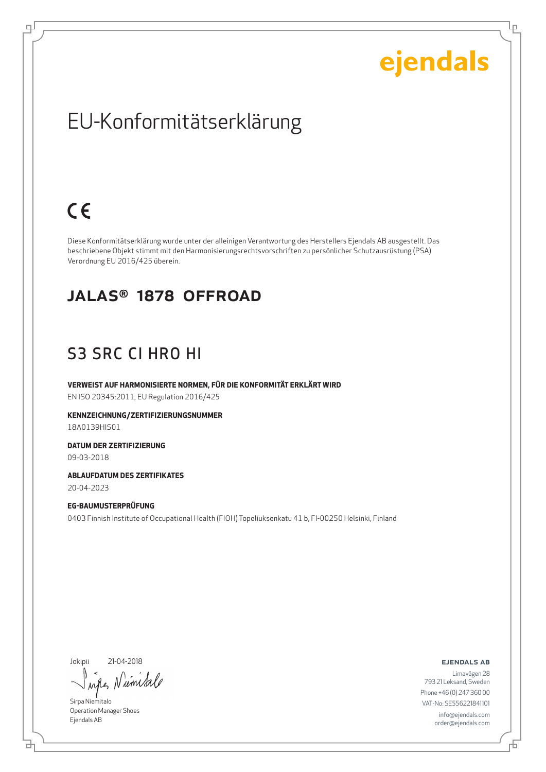ejendals

# EU-Konformitätserklärung

CE

Diese Konformitätserklärung wurde unter der alleinigen Verantwortung des Herstellers Ejendals AB ausgestellt. Das beschriebene Objekt stimmt mit den Harmonisierungsrechtsvorschriften zu persönlicher Schutzausrüstung (PSA) Verordnung EU 2016/425 überein.

## JALAS® 1878 OFFROAD

## S3 SRC CI HRO HI

**VERWEIST AUF HARMONISIERTE NORMEN, FÜR DIE KONFORMITÄT ERKLÄRT WIRD**

EN ISO 20345:2011, EU Regulation 2016/425

**KENNZEICHNUNG/ZERTIFIZIERUNGSNUMMER**

18A0139HIS01

**DATUM DER ZERTIFIZIERUNG**

09-03-2018

**ABLAUFDATUM DES ZERTIFIKATES**

20-04-2023

**EG-BAUMUSTERPRÜFUNG**

0403 Finnish Institute of Occupational Health (FIOH) Topeliuksenkatu 41 b, FI-00250 Helsinki, Finland

Jokipii 21-04-2018

Sirpa Niemitalo
Operation Manager Shoes
Ejendals AB

**EJENDALS AB**

Limavägen 28
793 21 Leksand, Sweden
Phone +46 (0) 247 360 00
VAT-No: SE556221841101
info@ejendals.com
order@ejendals.com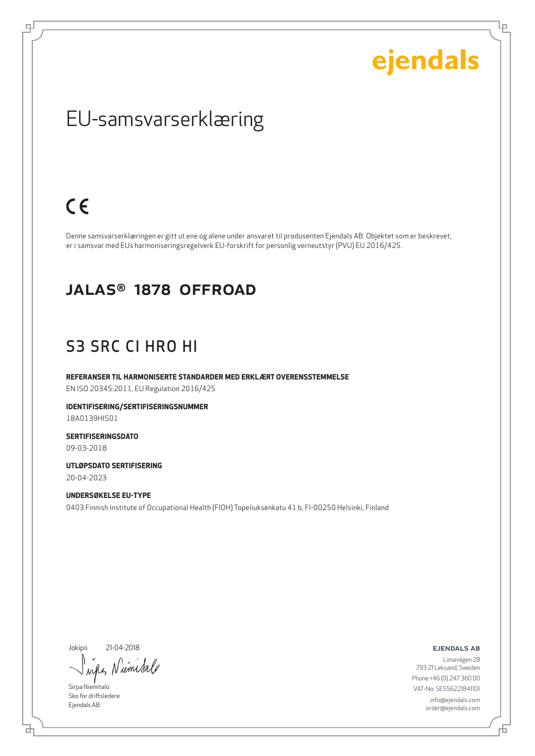ejendals

# EU-samsvarserklæring

CE

Denne samsvarserklæringen er gitt ut ene og alene under ansvaret til produsenten Ejendals AB. Objektet som er beskrevet, er i samsvar med EUs harmoniseringsregelverk EU-forskrift for personlig verneutstyr (PVU) EU 2016/425.

## JALAS® 1878 OFFROAD

## S3 SRC CI HRO HI

**REFERANSER TIL HARMONISERTE STANDARDER MED ERKLÆRT OVERENSSTEMMELSE**
EN ISO 20345:2011, EU Regulation 2016/425

**IDENTIFISERING/SERTIFISERINGSNUMMER**
18A0139HIS01

**SERTIFISERINGSDATO**
09-03-2018

**UTLØPSDATO SERTIFISERING**
20-04-2023

**UNDERSØKELSE EU-TYPE**
0403 Finnish Institute of Occupational Health (FIOH) Topeliuksenkatu 41 b, FI-00250 Helsinki, Finland

Jokipii 21-04-2018

Sirpa Niemitalo
Sko for driftsledere
Ejendals AB

**EJENDALS AB**
Limavägen 28
793 21 Leksand, Sweden
Phone +46 (0) 247 360 00
VAT-No: SE556221841101
info@ejendals.com
order@ejendals.com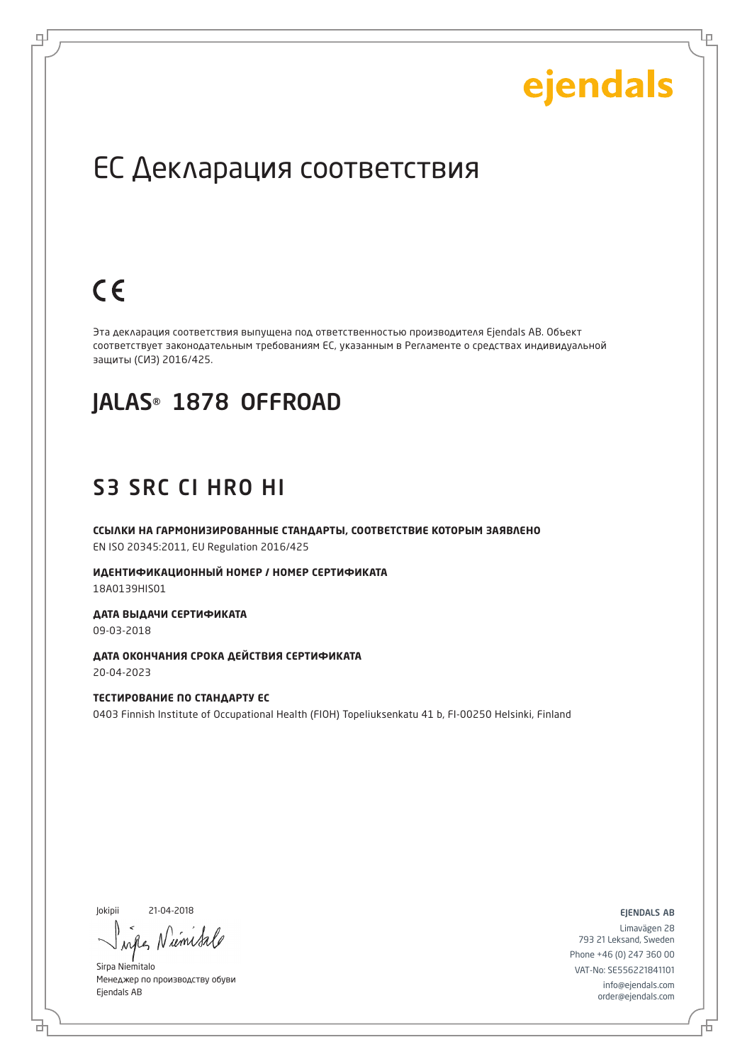ejendals

# EC Декларация соответствия

CE

Эта декларация соответствия выпущена под ответственностью производителя Ejendals AB. Объект соответствует законодательным требованиям ЕС, указанным в Регламенте о средствах индивидуальной защиты (СИЗ) 2016/425.

## JALAS® 1878 OFFROAD

## S3 SRC CI HRO HI

**ССЫЛКИ НА ГАРМОНИЗИРОВАННЫЕ СТАНДАРТЫ, СООТВЕТСТВИЕ КОТОРЫМ ЗАЯВЛЕНО**

EN ISO 20345:2011, EU Regulation 2016/425

**ИДЕНТИФИКАЦИОННЫЙ НОМЕР / НОМЕР СЕРТИФИКАТА**

18A0139HIS01

**ДАТА ВЫДАЧИ СЕРТИФИКАТА**

09-03-2018

**ДАТА ОКОНЧАНИЯ СРОКА ДЕЙСТВИЯ СЕРТИФИКАТА**

20-04-2023

**ТЕСТИРОВАНИЕ ПО СТАНДАРТУ ЕС**

0403 Finnish Institute of Occupational Health (FIOH) Topeliuksenkatu 41 b, FI-00250 Helsinki, Finland

Jokipii 21-04-2018

Sirpa Niemitalo
Менеджер по производству обуви
Ejendals AB

EJENDALS AB
Limavägen 28
793 21 Leksand, Sweden
Phone +46 (0) 247 360 00
VAT-No: SE556221841101
info@ejendals.com
order@ejendals.com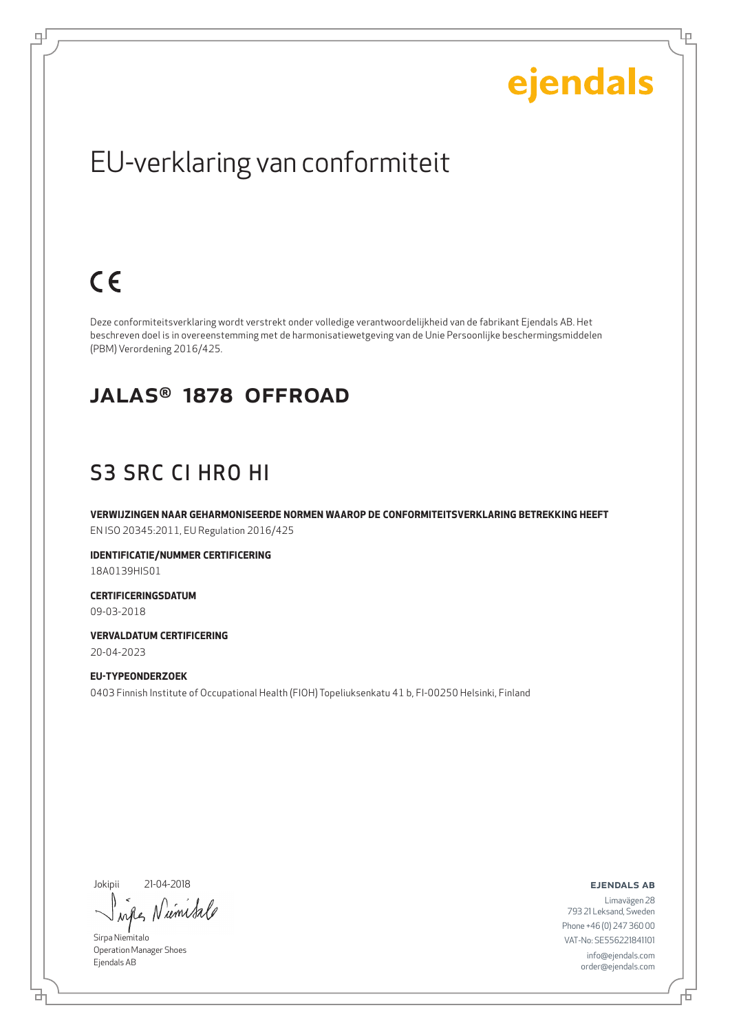ejendals

# EU-verklaring van conformiteit

CE

Deze conformiteitsverklaring wordt verstrekt onder volledige verantwoordelijkheid van de fabrikant Ejendals AB. Het beschreven doel is in overeenstemming met de harmonisatiewetgeving van de Unie Persoonlijke beschermingsmiddelen (PBM) Verordening 2016/425.

## JALAS® 1878 OFFROAD

## S3 SRC CI HRO HI

**VERWIJZINGEN NAAR GEHARMONISEERDE NORMEN WAAROP DE CONFORMITEITSVERKLARING BETREKKING HEEFT**
EN ISO 20345:2011, EU Regulation 2016/425

**IDENTIFICATIE/NUMMER CERTIFICERING**
18A0139HIS01

**CERTIFICERINGSDATUM**
09-03-2018

**VERVALDATUM CERTIFICERING**
20-04-2023

**EU-TYPEONDERZOEK**
0403 Finnish Institute of Occupational Health (FIOH) Topeliuksenkatu 41 b, FI-00250 Helsinki, Finland

Jokipii 21-04-2018

Sirpa Niemitalo
Operation Manager Shoes
Ejendals AB

**EJENDALS AB**
Limavägen 28
793 21 Leksand, Sweden
Phone +46 (0) 247 360 00
VAT-No: SE556221841101
info@ejendals.com
order@ejendals.com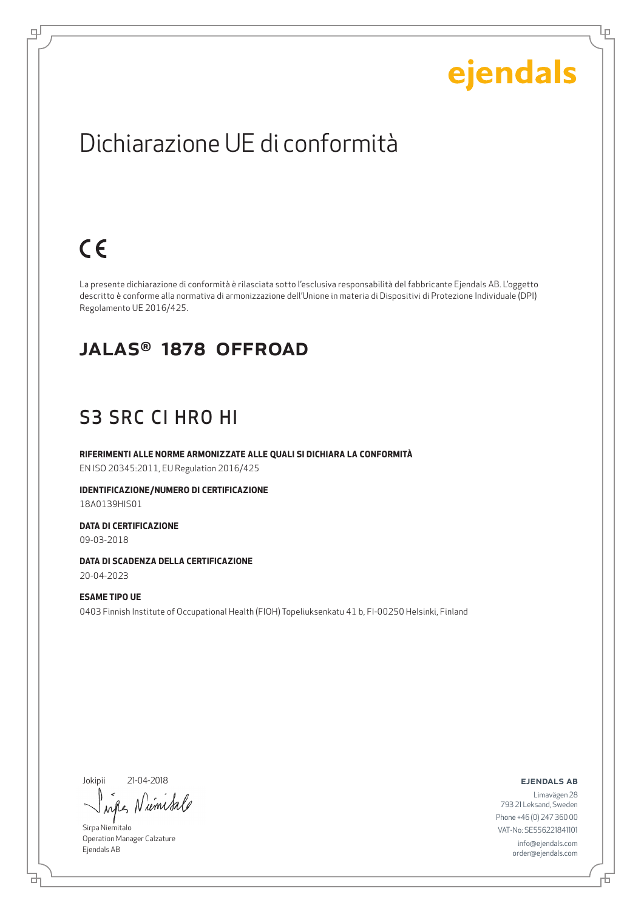ejendals

# Dichiarazione UE di conformità

CE

La presente dichiarazione di conformità è rilasciata sotto l'esclusiva responsabilità del fabbricante Ejendals AB. L'oggetto descritto è conforme alla normativa di armonizzazione dell'Unione in materia di Dispositivi di Protezione Individuale (DPI) Regolamento UE 2016/425.

## JALAS® 1878 OFFROAD

## S3 SRC CI HRO HI

**RIFERIMENTI ALLE NORME ARMONIZZATE ALLE QUALI SI DICHIARA LA CONFORMITÀ**

EN ISO 20345:2011, EU Regulation 2016/425

**IDENTIFICAZIONE/NUMERO DI CERTIFICAZIONE**

18A0139HIS01

**DATA DI CERTIFICAZIONE**

09-03-2018

**DATA DI SCADENZA DELLA CERTIFICAZIONE**

20-04-2023

**ESAME TIPO UE**

0403 Finnish Institute of Occupational Health (FIOH) Topeliuksenkatu 41 b, FI-00250 Helsinki, Finland

Jokipii 21-04-2018

Sirpa Niemitalo
Operation Manager Calzature
Ejendals AB

**EJENDALS AB**

Limavägen 28
793 21 Leksand, Sweden
Phone +46 (0) 247 360 00
VAT-No: SE556221841101
info@ejendals.com
order@ejendals.com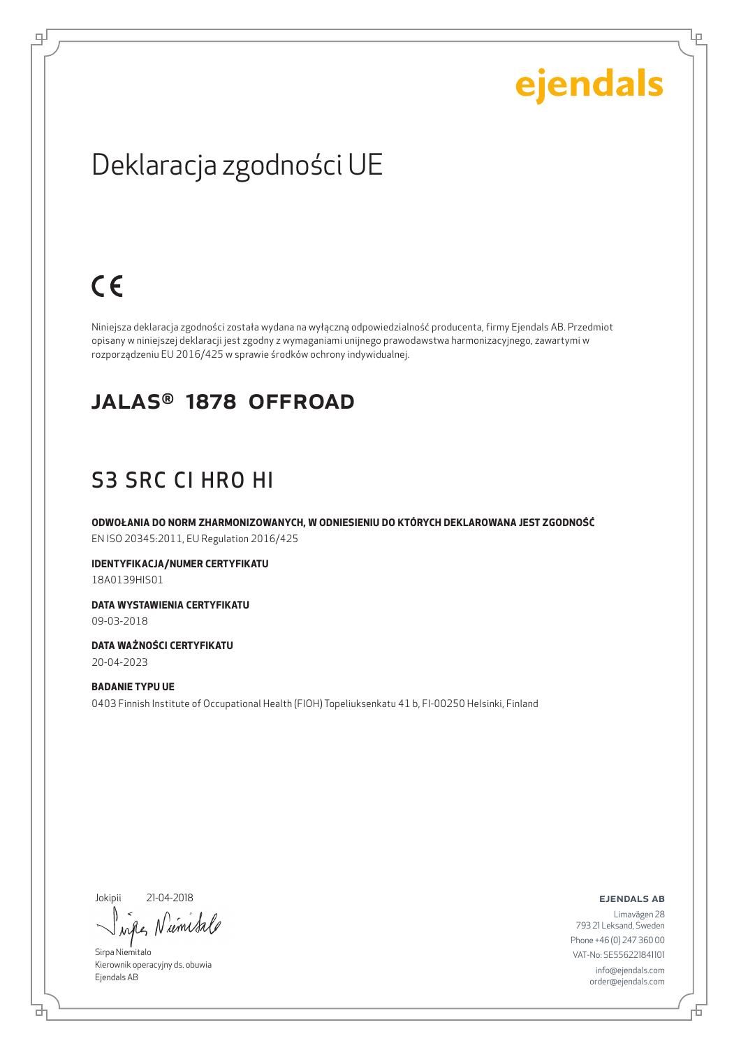ejendals

# Deklaracja zgodności UE

CE

Niniejsza deklaracja zgodności została wydana na wyłączną odpowiedzialność producenta, firmy Ejendals AB. Przedmiot opisany w niniejszej deklaracji jest zgodny z wymaganiami unijnego prawodawstwa harmonizacyjnego, zawartymi w rozporządzeniu EU 2016/425 w sprawie środków ochrony indywidualnej.

## JALAS® 1878 OFFROAD

## S3 SRC CI HRO HI

**ODWOŁANIA DO NORM ZHARMONIZOWANYCH, W ODNIESIENIU DO KTÓRYCH DEKLAROWANA JEST ZGODNOŚĆ**
EN ISO 20345:2011, EU Regulation 2016/425

**IDENTYFIKACJA/NUMER CERTYFIKATU**
18A0139HIS01

**DATA WYSTAWIENIA CERTYFIKATU**
09-03-2018

**DATA WAŻNOŚCI CERTYFIKATU**
20-04-2023

**BADANIE TYPU UE**
0403 Finnish Institute of Occupational Health (FIOH) Topeliuksenkatu 41 b, FI-00250 Helsinki, Finland

Jokipii 21-04-2018

Sirpa Niemitalo
Kierownik operacyjny ds. obuwia
Ejendals AB

**EJENDALS AB**
Limavägen 28
793 21 Leksand, Sweden
Phone +46 (0) 247 360 00
VAT-No: SE556221841101
info@ejendals.com
order@ejendals.com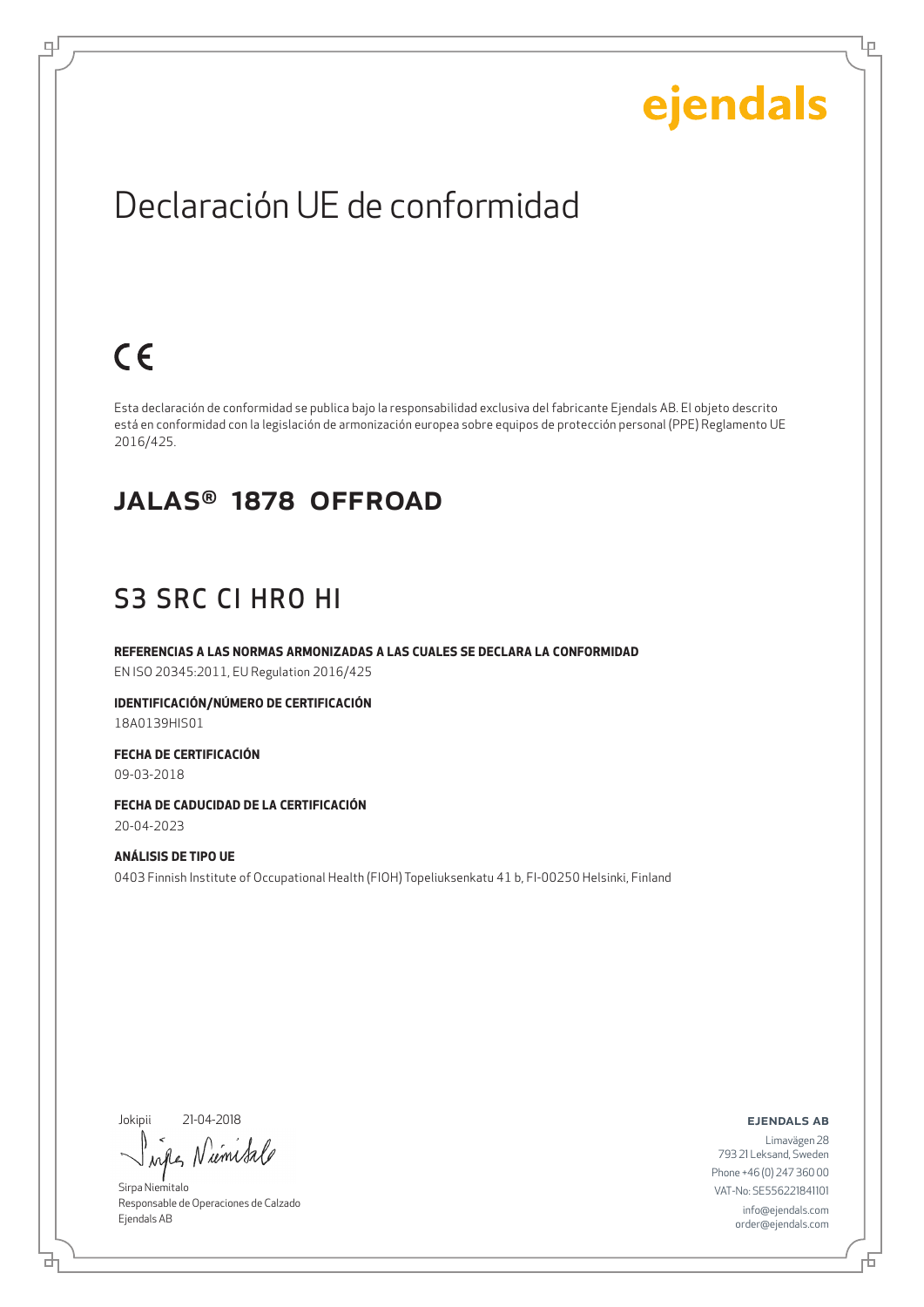ejendals

# Declaración UE de conformidad

CE

Esta declaración de conformidad se publica bajo la responsabilidad exclusiva del fabricante Ejendals AB. El objeto descrito está en conformidad con la legislación de armonización europea sobre equipos de protección personal (PPE) Reglamento UE 2016/425.

## JALAS® 1878 OFFROAD

## S3 SRC CI HRO HI

**REFERENCIAS A LAS NORMAS ARMONIZADAS A LAS CUALES SE DECLARA LA CONFORMIDAD**
EN ISO 20345:2011, EU Regulation 2016/425

**IDENTIFICACIÓN/NÚMERO DE CERTIFICACIÓN**
18A0139HIS01

**FECHA DE CERTIFICACIÓN**
09-03-2018

**FECHA DE CADUCIDAD DE LA CERTIFICACIÓN**
20-04-2023

**ANÁLISIS DE TIPO UE**
0403 Finnish Institute of Occupational Health (FIOH) Topeliuksenkatu 41 b, FI-00250 Helsinki, Finland

Jokipii 21-04-2018

Sirpa Niemitalo
Responsable de Operaciones de Calzado
Ejendals AB

**EJENDALS AB**
Limavägen 28
793 21 Leksand, Sweden
Phone +46 (0) 247 360 00
VAT-No: SE556221841101
info@ejendals.com
order@ejendals.com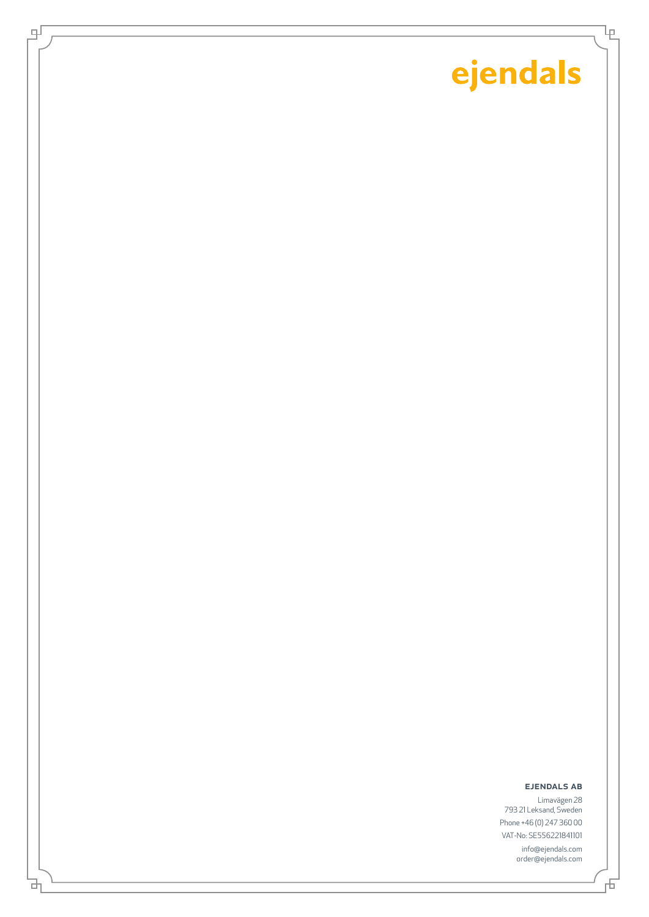ejendals

**EJENDALS AB**

Limavägen 28
793 21 Leksand, Sweden

Phone +46 (0) 247 360 00

VAT-No: SE556221841101

info@ejendals.com
order@ejendals.com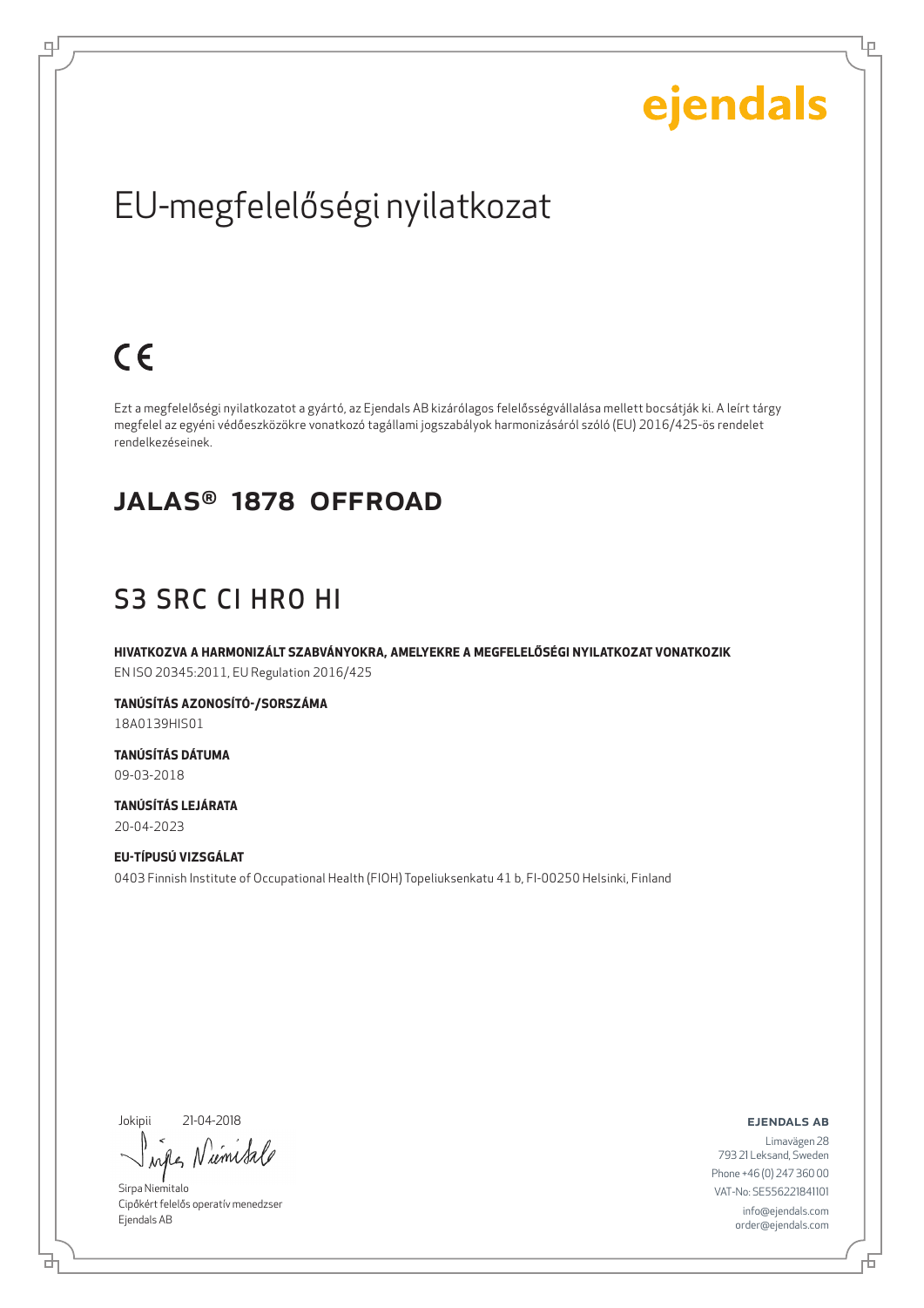ejendals

# EU-megfelelőségi nyilatkozat

CE

Ezt a megfelelőségi nyilatkozatot a gyártó, az Ejendals AB kizárólagos felelősségvállalása mellett bocsátják ki. A leírt tárgy megfelel az egyéni védőeszközökre vonatkozó tagállami jogszabályok harmonizásáról szóló (EU) 2016/425-ös rendelet rendelkezéseinek.

## JALAS® 1878 OFFROAD

## S3 SRC CI HRO HI

**HIVATKOZVA A HARMONIZÁLT SZABVÁNYOKRA, AMELYEKRE A MEGFELELŐSÉGI NYILATKOZAT VONATKOZIK**
EN ISO 20345:2011, EU Regulation 2016/425

**TANÚSÍTÁS AZONOSÍTÓ-/SORSZÁMA**
18A0139HIS01

**TANÚSÍTÁS DÁTUMA**
09-03-2018

**TANÚSÍTÁS LEJÁRATA**
20-04-2023

**EU-TÍPUSÚ VIZSGÁLAT**
0403 Finnish Institute of Occupational Health (FIOH) Topeliuksenkatu 41 b, FI-00250 Helsinki, Finland

Jokipii 21-04-2018

Sirpa Niemitalo
Cipőkért felelős operatív menedzser
Ejendals AB

**EJENDALS AB**
Limavägen 28
793 21 Leksand, Sweden
Phone +46 (0) 247 360 00
VAT-No: SE556221841101
info@ejendals.com
order@ejendals.com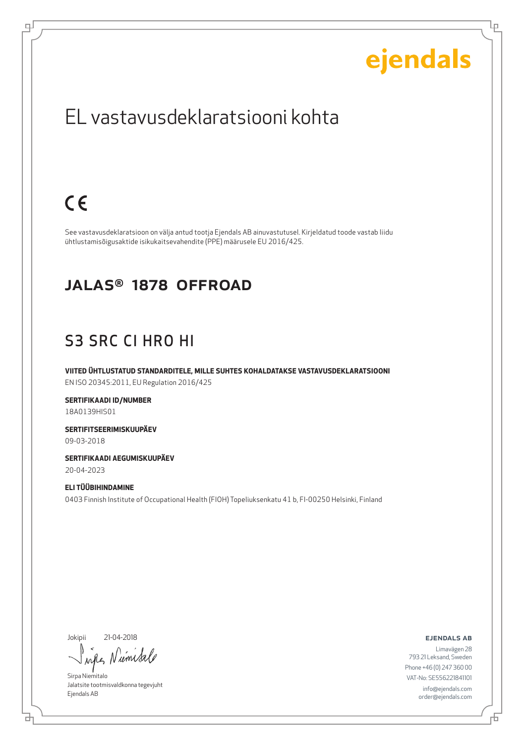ejendals

# EL vastavusdeklaratsiooni kohta

CE

See vastavusdeklaratsioon on välja antud tootja Ejendals AB ainuvastutusel. Kirjeldatud toode vastab liidu ühtlustamisõigusaktide isikukaitsevahendite (PPE) määrusele EU 2016/425.

## JALAS® 1878 OFFROAD

## S3 SRC CI HRO HI

**VIITED ÜHTLUSTATUD STANDARDITELE, MILLE SUHTES KOHALDATAKSE VASTAVUSDEKLARATSIOONI**
EN ISO 20345:2011, EU Regulation 2016/425

**SERTIFIKAADI ID/NUMBER**
18A0139HIS01

**SERTIFITSEERIMISKUUPÄEV**
09-03-2018

**SERTIFIKAADI AEGUMISKUUPÄEV**
20-04-2023

**ELI TÜÜBIHINDAMINE**
0403 Finnish Institute of Occupational Health (FIOH) Topeliuksenkatu 41 b, FI-00250 Helsinki, Finland

Jokipii 21-04-2018

Sirpa Niemitalo
Jalatsite tootmisvaldkonna tegevjuht
Ejendals AB

**EJENDALS AB**
Limavägen 28
793 21 Leksand, Sweden
Phone +46 (0) 247 360 00
VAT-No: SE556221841101
info@ejendals.com
order@ejendals.com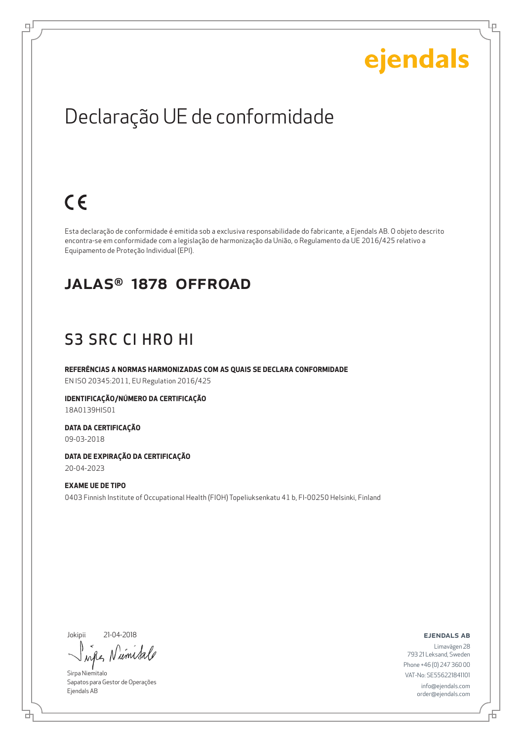ejendals

# Declaração UE de conformidade

CE

Esta declaração de conformidade é emitida sob a exclusiva responsabilidade do fabricante, a Ejendals AB. O objeto descrito encontra-se em conformidade com a legislação de harmonização da União, o Regulamento da UE 2016/425 relativo a Equipamento de Proteção Individual (EPI).

## JALAS® 1878 OFFROAD

## S3 SRC CI HRO HI

**REFERÊNCIAS A NORMAS HARMONIZADAS COM AS QUAIS SE DECLARA CONFORMIDADE**
EN ISO 20345:2011, EU Regulation 2016/425

**IDENTIFICAÇÃO/NÚMERO DA CERTIFICAÇÃO**
18A0139HIS01

**DATA DA CERTIFICAÇÃO**
09-03-2018

**DATA DE EXPIRAÇÃO DA CERTIFICAÇÃO**
20-04-2023

**EXAME UE DE TIPO**
0403 Finnish Institute of Occupational Health (FIOH) Topeliuksenkatu 41 b, FI-00250 Helsinki, Finland

Jokipii 21-04-2018

Sirpa Niemitalo
Sapatos para Gestor de Operações
Ejendals AB

**EJENDALS AB**
Limavägen 28
793 21 Leksand, Sweden
Phone +46 (0) 247 360 00
VAT-No: SE556221841101
info@ejendals.com
order@ejendals.com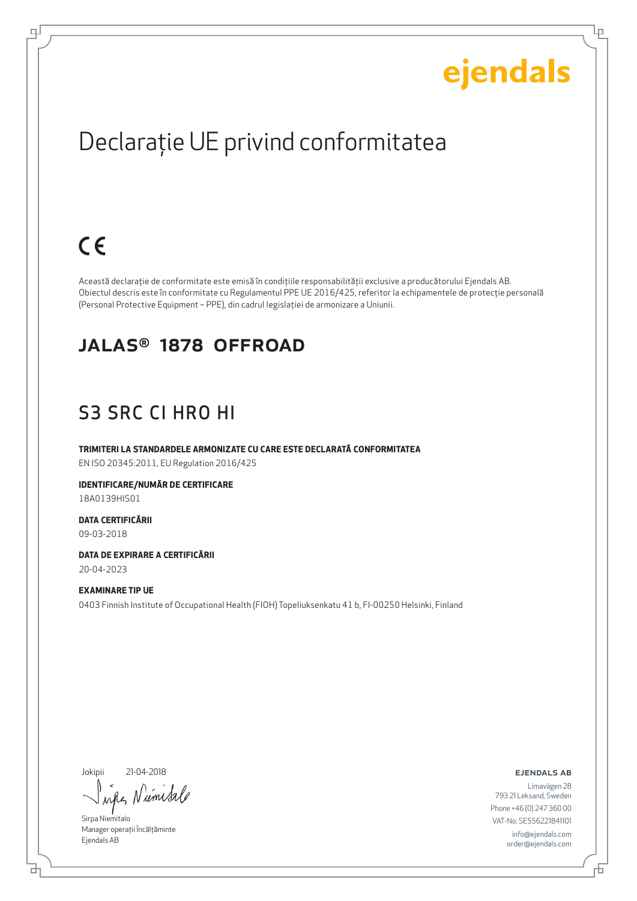ejendals

# Declarație UE privind conformitatea

CE

Această declarație de conformitate este emisă în condițiile responsabilității exclusive a producătorului Ejendals AB. Obiectul descris este în conformitate cu Regulamentul PPE UE 2016/425, referitor la echipamentele de protecție personală (Personal Protective Equipment – PPE), din cadrul legislației de armonizare a Uniunii.

## JALAS® 1878 OFFROAD

## S3 SRC CI HRO HI

**TRIMITERI LA STANDARDELE ARMONIZATE CU CARE ESTE DECLARATĂ CONFORMITATEA**

EN ISO 20345:2011, EU Regulation 2016/425

**IDENTIFICARE/NUMĂR DE CERTIFICARE**

18A0139HIS01

**DATA CERTIFICĂRII**

09-03-2018

**DATA DE EXPIRARE A CERTIFICĂRII**

20-04-2023

**EXAMINARE TIP UE**

0403 Finnish Institute of Occupational Health (FIOH) Topeliuksenkatu 41 b, FI-00250 Helsinki, Finland

Jokipii 21-04-2018

Sirpa Niemitalo
Manager operații Încălțăminte
Ejendals AB

**EJENDALS AB**

Limavägen 28
793 21 Leksand, Sweden
Phone +46 (0) 247 360 00
VAT-No: SE556221841101
info@ejendals.com
order@ejendals.com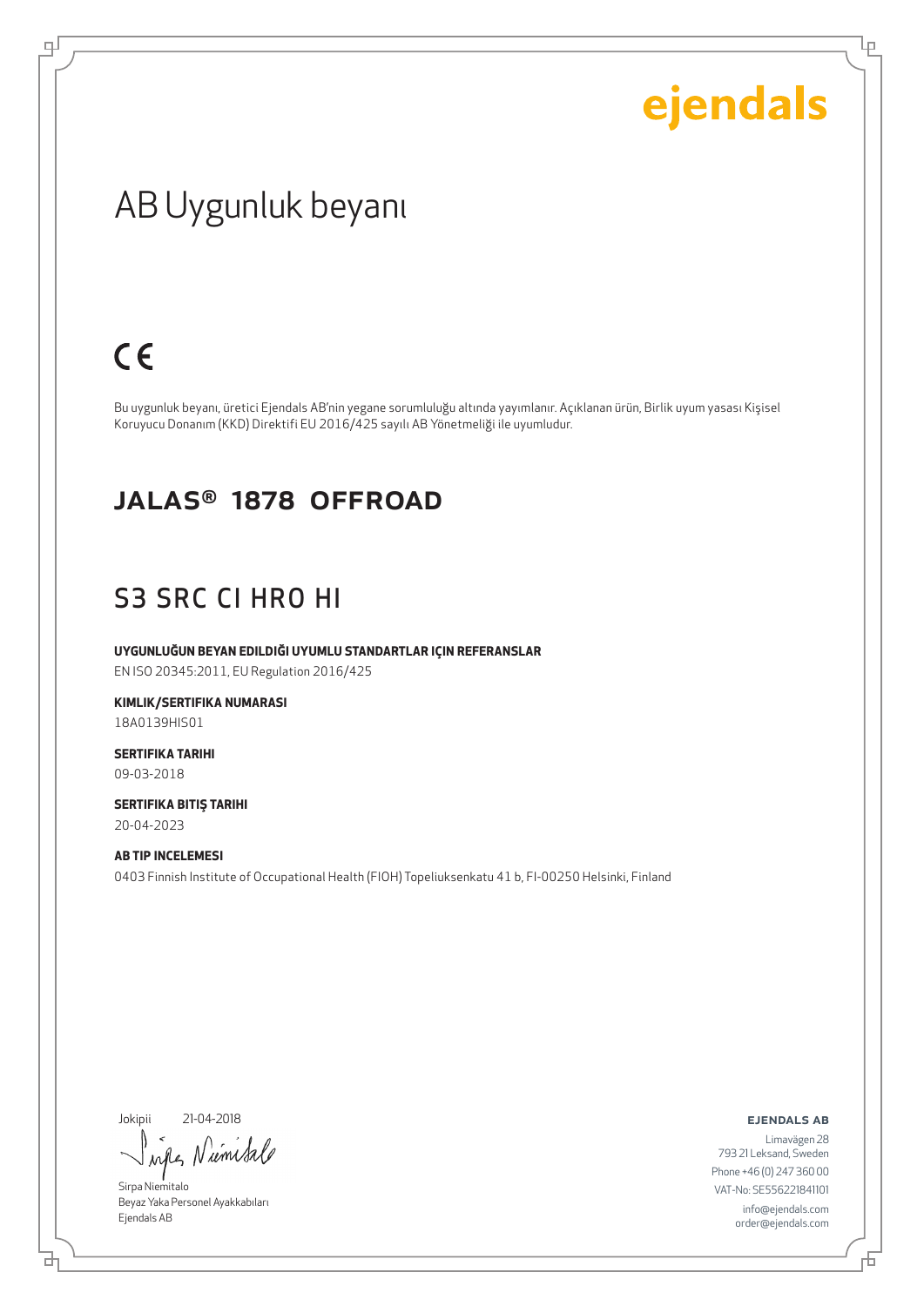ejendals

# AB Uygunluk beyanı

CE

Bu uygunluk beyanı, üretici Ejendals AB'nin yegane sorumluluğu altında yayımlanır. Açıklanan ürün, Birlik uyum yasası Kişisel Koruyucu Donanım (KKD) Direktifi EU 2016/425 sayılı AB Yönetmeliği ile uyumludur.

## JALAS® 1878 OFFROAD

## S3 SRC CI HRO HI

**UYGUNLUĞUN BEYAN EDILDIĞI UYUMLU STANDARTLAR IÇIN REFERANSLAR**

EN ISO 20345:2011, EU Regulation 2016/425

**KIMLIK/SERTIFIKA NUMARASI**

18A0139HIS01

**SERTIFIKA TARIHI**

09-03-2018

**SERTIFIKA BITIŞ TARIHI**

20-04-2023

**AB TIP INCELEMESI**

0403 Finnish Institute of Occupational Health (FIOH) Topeliuksenkatu 41 b, FI-00250 Helsinki, Finland

Jokipii 21-04-2018

Sirpa Niemitalo
Beyaz Yaka Personel Ayakkabıları
Ejendals AB

**EJENDALS AB**

Limavägen 28
793 21 Leksand, Sweden
Phone +46 (0) 247 360 00
VAT-No: SE556221841101
info@ejendals.com
order@ejendals.com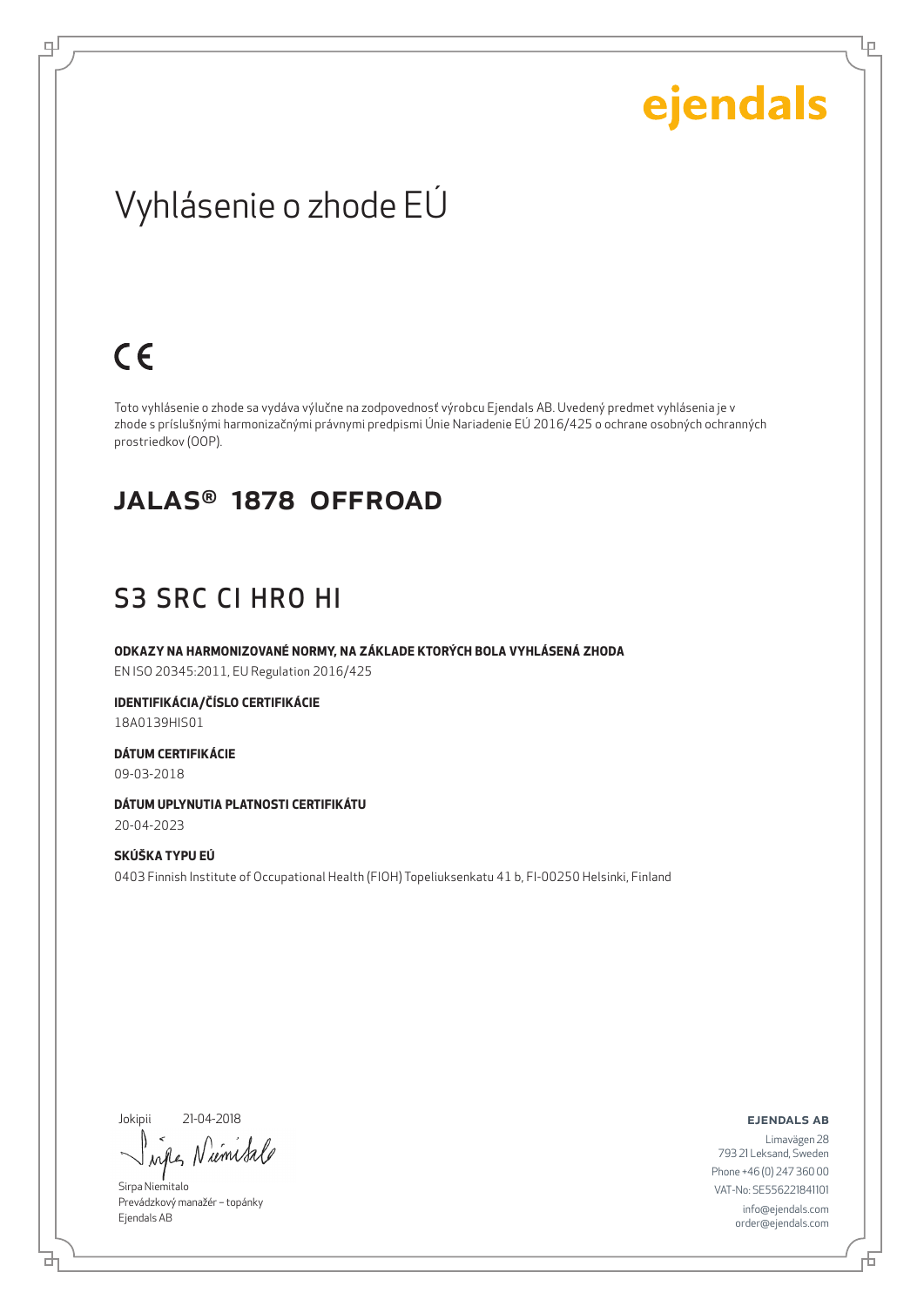ejendals

# Vyhlásenie o zhode EÚ

CE

Toto vyhlásenie o zhode sa vydáva výlučne na zodpovednosť výrobcu Ejendals AB. Uvedený predmet vyhlásenia je v zhode s príslušnými harmonizačnými právnymi predpismi Únie Nariadenie EÚ 2016/425 o ochrane osobných ochranných prostriedkov (OOP).

## JALAS® 1878 OFFROAD

## S3 SRC CI HRO HI

**ODKAZY NA HARMONIZOVANÉ NORMY, NA ZÁKLADE KTORÝCH BOLA VYHLÁSENÁ ZHODA**
EN ISO 20345:2011, EU Regulation 2016/425

**IDENTIFIKÁCIA/ČÍSLO CERTIFIKÁCIE**
18A0139HIS01

**DÁTUM CERTIFIKÁCIE**
09-03-2018

**DÁTUM UPLYNUTIA PLATNOSTI CERTIFIKÁTU**
20-04-2023

**SKÚŠKA TYPU EÚ**
0403 Finnish Institute of Occupational Health (FIOH) Topeliuksenkatu 41 b, FI-00250 Helsinki, Finland

Jokipii 21-04-2018

Sirpa Niemitalo
Prevádzkový manažér – topánky
Ejendals AB

**EJENDALS AB**
Limavägen 28
793 21 Leksand, Sweden
Phone +46 (0) 247 360 00
VAT-No: SE556221841101
info@ejendals.com
order@ejendals.com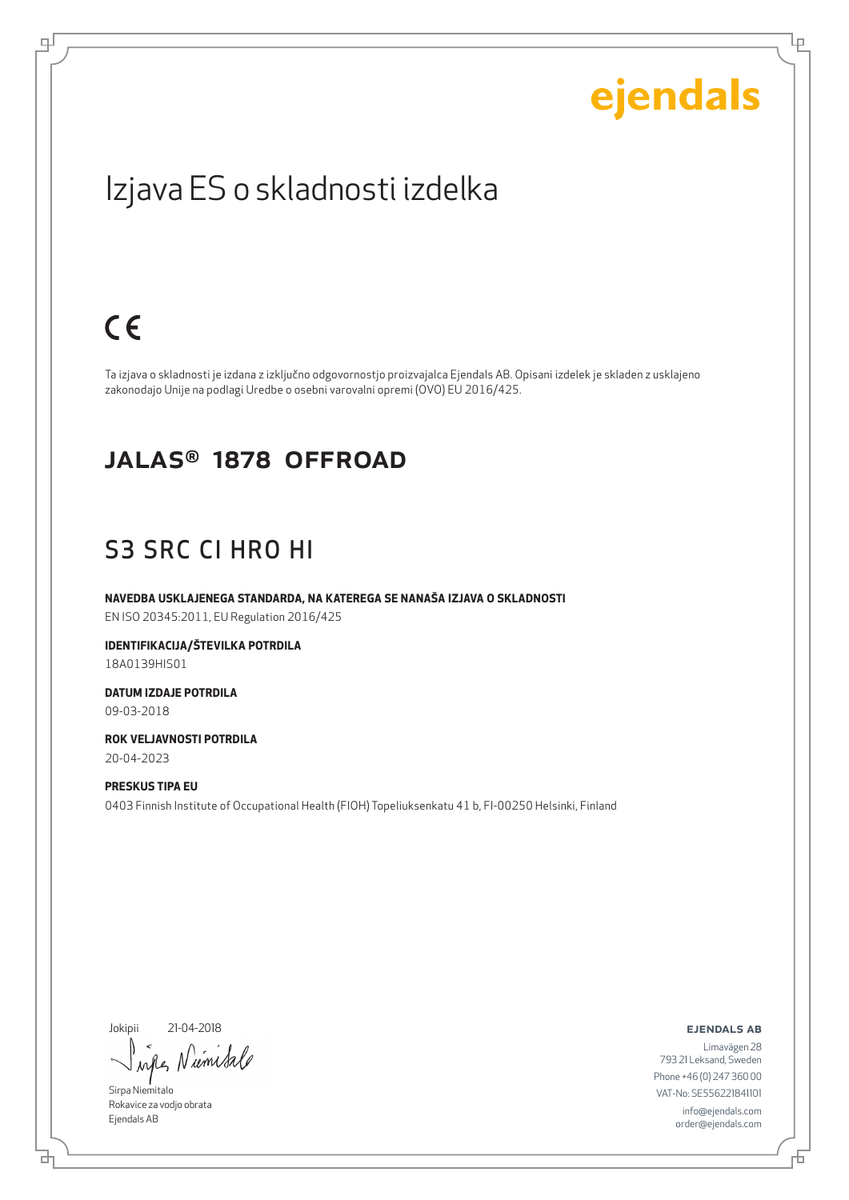ejendals

# Izjava ES o skladnosti izdelka

CE

Ta izjava o skladnosti je izdana z izključno odgovornostjo proizvajalca Ejendals AB. Opisani izdelek je skladen z usklajeno zakonodajo Unije na podlagi Uredbe o osebni varovalni opremi (OVO) EU 2016/425.

## JALAS® 1878 OFFROAD

## S3 SRC CI HRO HI

**NAVEDBA USKLAJENEGA STANDARDA, NA KATEREGA SE NANAŠA IZJAVA O SKLADNOSTI**
EN ISO 20345:2011, EU Regulation 2016/425

**IDENTIFIKACIJA/ŠTEVILKA POTRDILA**
18A0139HIS01

**DATUM IZDAJE POTRDILA**
09-03-2018

**ROK VELJAVNOSTI POTRDILA**
20-04-2023

**PRESKUS TIPA EU**
0403 Finnish Institute of Occupational Health (FIOH) Topeliuksenkatu 41 b, FI-00250 Helsinki, Finland

Jokipii 21-04-2018

Sirpa Niemitalo
Rokavice za vodjo obrata
Ejendals AB

**EJENDALS AB**
Limavägen 28
793 21 Leksand, Sweden
Phone +46 (0) 247 360 00
VAT-No: SE556221841101
info@ejendals.com
order@ejendals.com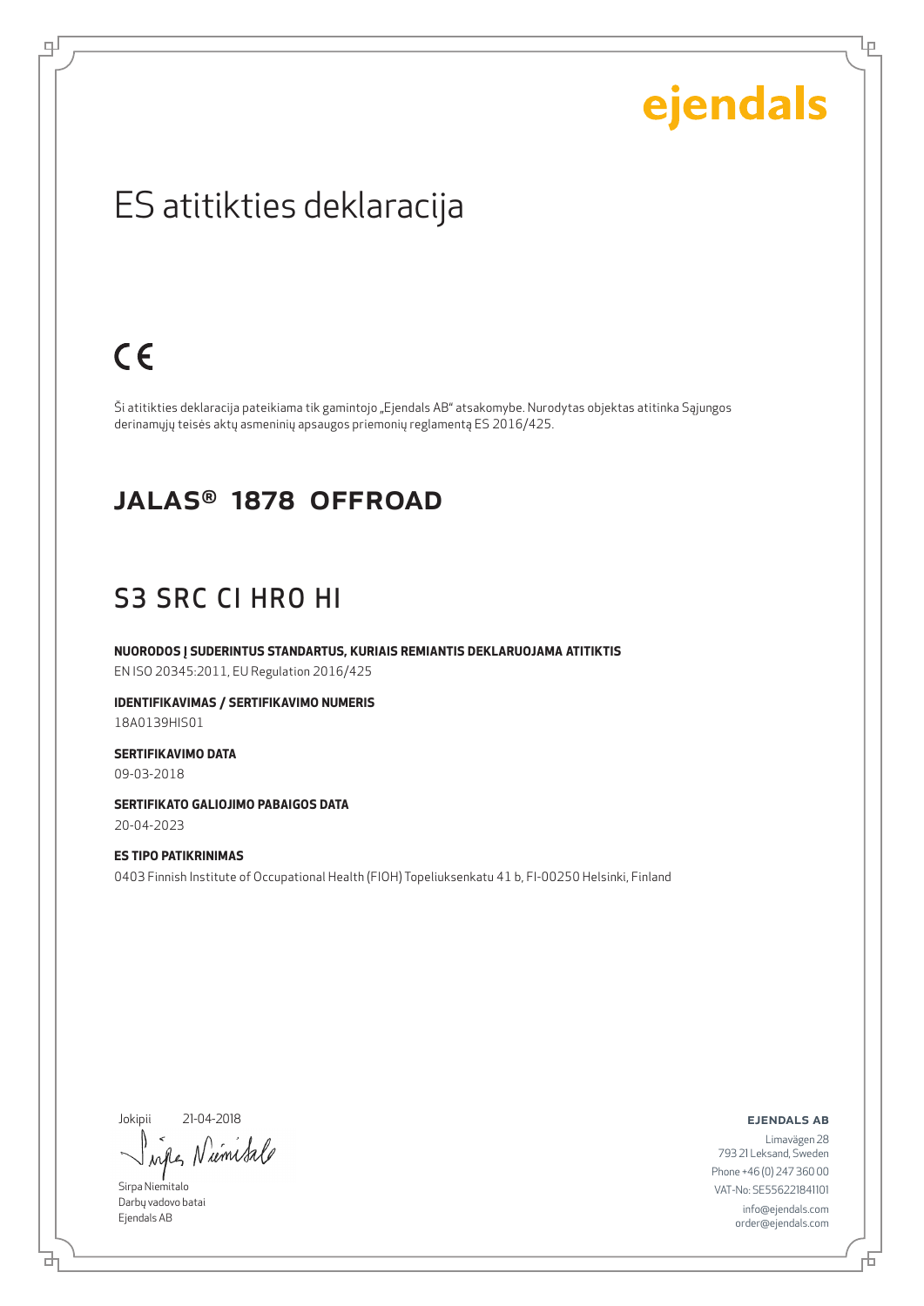ejendals

# ES atitikties deklaracija

CE

Ši atitikties deklaracija pateikiama tik gamintojo „Ejendals AB" atsakomybe. Nurodytas objektas atitinka Sąjungos derinamųjų teisės aktų asmeninių apsaugos priemonių reglamentą ES 2016/425.

## JALAS® 1878 OFFROAD

## S3 SRC CI HRO HI

**NUORODOS Į SUDERINTUS STANDARTUS, KURIAIS REMIANTIS DEKLARUOJAMA ATITIKTIS**
EN ISO 20345:2011, EU Regulation 2016/425

**IDENTIFIKAVIMAS / SERTIFIKAVIMO NUMERIS**
18A0139HIS01

**SERTIFIKAVIMO DATA**
09-03-2018

**SERTIFIKATO GALIOJIMO PABAIGOS DATA**
20-04-2023

**ES TIPO PATIKRINIMAS**
0403 Finnish Institute of Occupational Health (FIOH) Topeliuksenkatu 41 b, FI-00250 Helsinki, Finland

Jokipii 21-04-2018

Sirpa Niemitalo
Darbų vadovo batai
Ejendals AB

**EJENDALS AB**
Limavägen 28
793 21 Leksand, Sweden
Phone +46 (0) 247 360 00
VAT-No: SE556221841101
info@ejendals.com
order@ejendals.com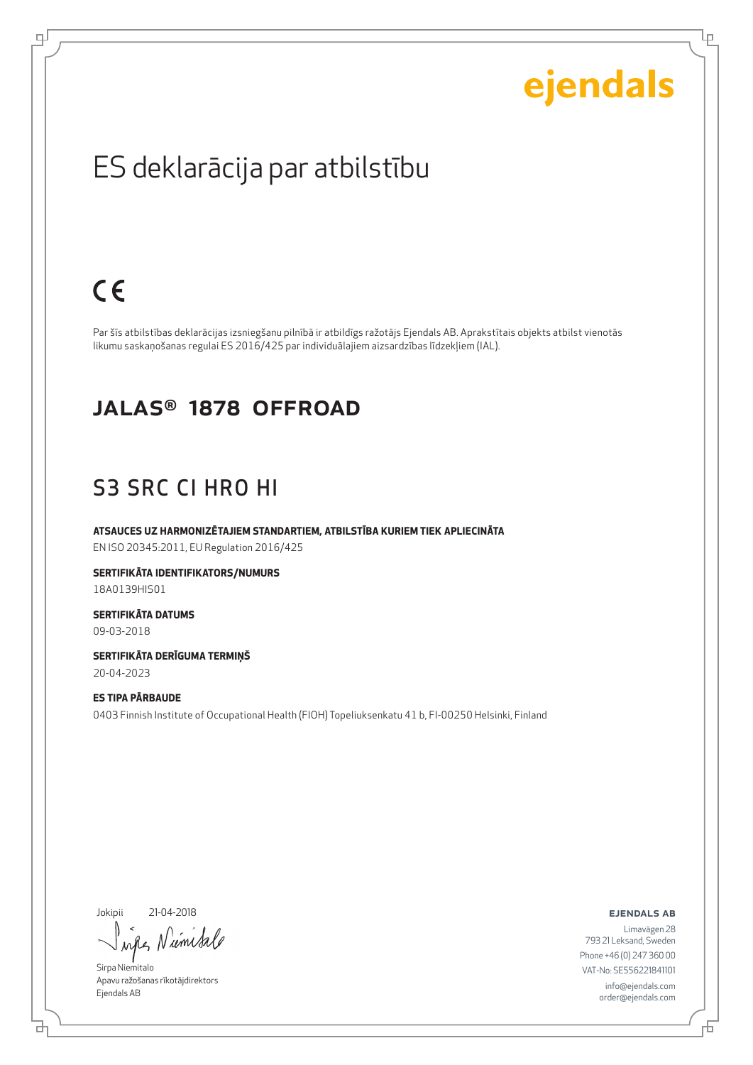ejendals

# ES deklarācija par atbilstību

CE

Par šīs atbilstības deklarācijas izsniegšanu pilnībā ir atbildīgs ražotājs Ejendals AB. Aprakstītais objekts atbilst vienotās likumu saskaņošanas regulai ES 2016/425 par individuālajiem aizsardzības līdzekļiem (IAL).

## JALAS® 1878 OFFROAD

## S3 SRC CI HRO HI

**ATSAUCES UZ HARMONIZĒTAJIEM STANDARTIEM, ATBILSTĪBA KURIEM TIEK APLIECINĀTA**

EN ISO 20345:2011, EU Regulation 2016/425

**SERTIFIKĀTA IDENTIFIKATORS/NUMURS**

18A0139HIS01

**SERTIFIKĀTA DATUMS**

09-03-2018

**SERTIFIKĀTA DERĪGUMA TERMIŅŠ**

20-04-2023

**ES TIPA PĀRBAUDE**

0403 Finnish Institute of Occupational Health (FIOH) Topeliuksenkatu 41 b, FI-00250 Helsinki, Finland

Jokipii 21-04-2018

Sirpa Niemitalo
Apavu ražošanas rīkotājdirektors
Ejendals AB

**EJENDALS AB**

Limavägen 28
793 21 Leksand, Sweden
Phone +46 (0) 247 360 00
VAT-No: SE556221841101
info@ejendals.com
order@ejendals.com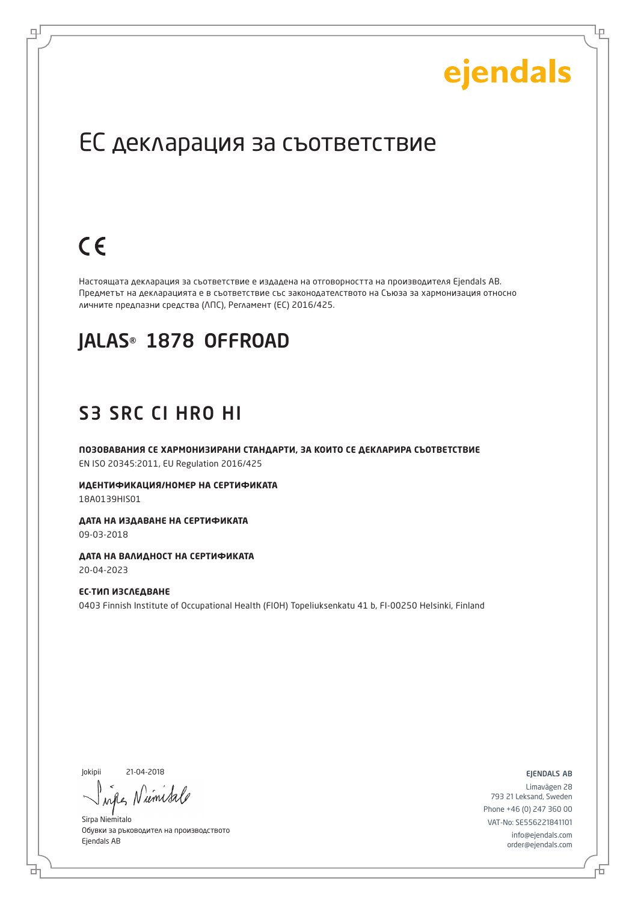ejendals

# ЕС декларация за съответствие

CE

Настоящата декларация за съответствие е издадена на отговорността на производителя Ejendals AB. Предметът на декларацията е в съответствие със законодателството на Съюза за хармонизация относно личните предпазни средства (ЛПС), Регламент (ЕС) 2016/425.

## JALAS® 1878 OFFROAD

## S3 SRC CI HRO HI

**ПОЗОВАВАНИЯ СЕ ХАРМОНИЗИРАНИ СТАНДАРТИ, ЗА КОИТО СЕ ДЕКЛАРИРА СЪОТВЕТСТВИЕ**
EN ISO 20345:2011, EU Regulation 2016/425

**ИДЕНТИФИКАЦИЯ/НОМЕР НА СЕРТИФИКАТА**
18A0139HIS01

**ДАТА НА ИЗДАВАНЕ НА СЕРТИФИКАТА**
09-03-2018

**ДАТА НА ВАЛИДНОСТ НА СЕРТИФИКАТА**
20-04-2023

**ЕС-ТИП ИЗСЛЕДВАНЕ**
0403 Finnish Institute of Occupational Health (FIOH) Topeliuksenkatu 41 b, FI-00250 Helsinki, Finland

Jokipii 21-04-2018

Sirpa Niemitalo
Обувки за ръководител на производството
Ejendals AB

EJENDALS AB
Limavägen 28
793 21 Leksand, Sweden
Phone +46 (0) 247 360 00
VAT-No: SE556221841101
info@ejendals.com
order@ejendals.com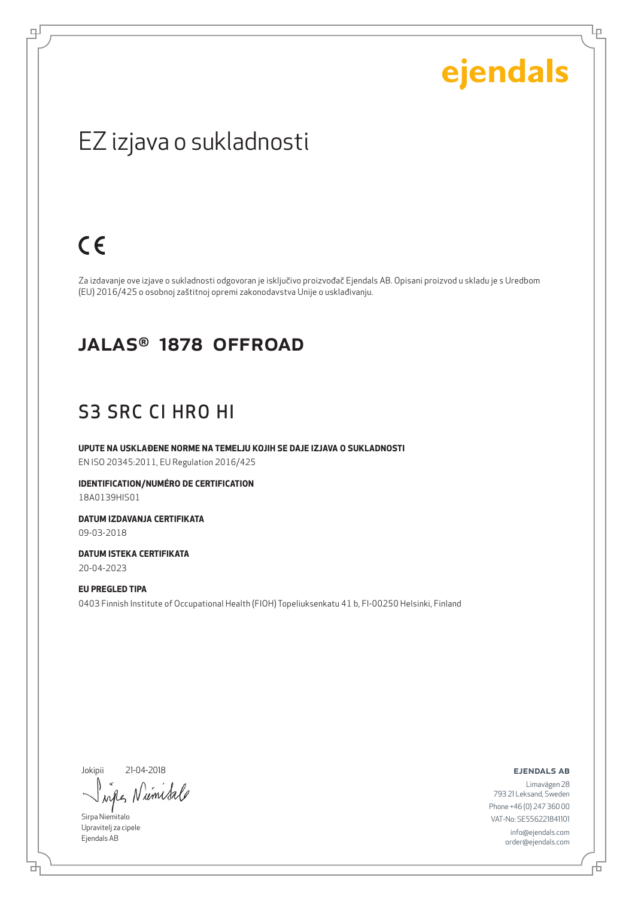ejendals

# EZ izjava o sukladnosti

CE

Za izdavanje ove izjave o sukladnosti odgovoran je isključivo proizvođač Ejendals AB. Opisani proizvod u skladu je s Uredbom (EU) 2016/425 o osobnoj zaštitnoj opremi zakonodavstva Unije o usklađivanju.

## JALAS® 1878 OFFROAD

## S3 SRC CI HRO HI

**UPUTE NA USKLAĐENE NORME NA TEMELJU KOJIH SE DAJE IZJAVA O SUKLADNOSTI**
EN ISO 20345:2011, EU Regulation 2016/425

**IDENTIFICATION/NUMÉRO DE CERTIFICATION**
18A0139HIS01

**DATUM IZDAVANJA CERTIFIKATA**
09-03-2018

**DATUM ISTEKA CERTIFIKATA**
20-04-2023

**EU PREGLED TIPA**
0403 Finnish Institute of Occupational Health (FIOH) Topeliuksenkatu 41 b, FI-00250 Helsinki, Finland

Jokipii 21-04-2018

Sirpa Niemitalo
Upravitelj za cipele
Ejendals AB

**EJENDALS AB**
Limavägen 28
793 21 Leksand, Sweden
Phone +46 (0) 247 360 00
VAT-No: SE556221841101
info@ejendals.com
order@ejendals.com